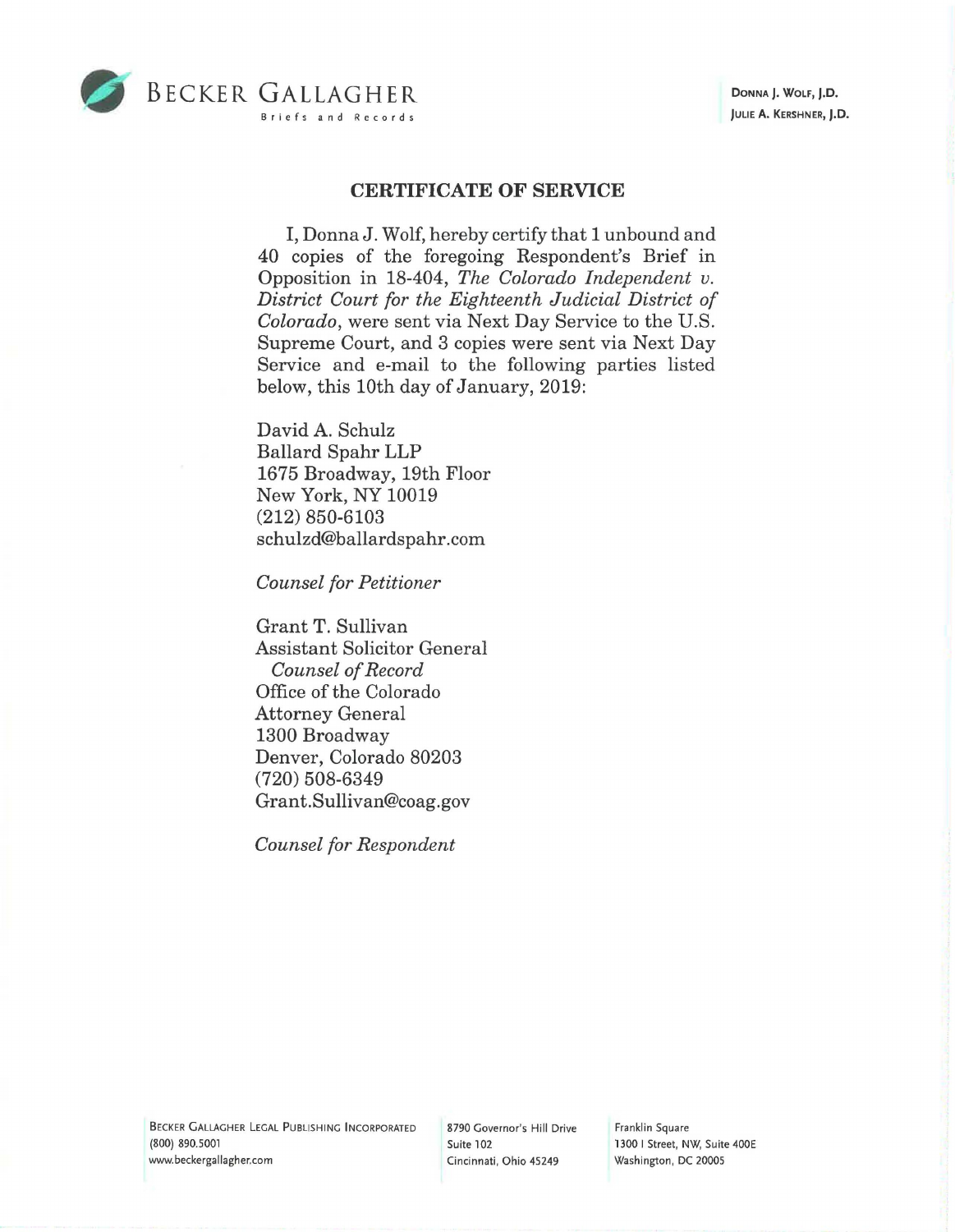BECKER GALLAGHER
Briefs and Records

DONNA J. WOLF, J.D.
JULIE A. KERSHNER, J.D.

## CERTIFICATE OF SERVICE

I, Donna J. Wolf, hereby certify that 1 unbound and 40 copies of the foregoing Respondent's Brief in Opposition in 18-404, *The Colorado Independent v. District Court for the Eighteenth Judicial District of Colorado*, were sent via Next Day Service to the U.S. Supreme Court, and 3 copies were sent via Next Day Service and e-mail to the following parties listed below, this 10th day of January, 2019:

David A. Schulz
Ballard Spahr LLP
1675 Broadway, 19th Floor
New York, NY 10019
(212) 850-6103
schulzd@ballardspahr.com

*Counsel for Petitioner*

Grant T. Sullivan
Assistant Solicitor General
*Counsel of Record*
Office of the Colorado
Attorney General
1300 Broadway
Denver, Colorado 80203
(720) 508-6349
Grant.Sullivan@coag.gov

*Counsel for Respondent*

BECKER GALLAGHER LEGAL PUBLISHING INCORPORATED
(800) 890.5001
www.beckergallagher.com

8790 Governor's Hill Drive
Suite 102
Cincinnati, Ohio 45249

Franklin Square
1300 I Street, NW, Suite 400E
Washington, DC 20005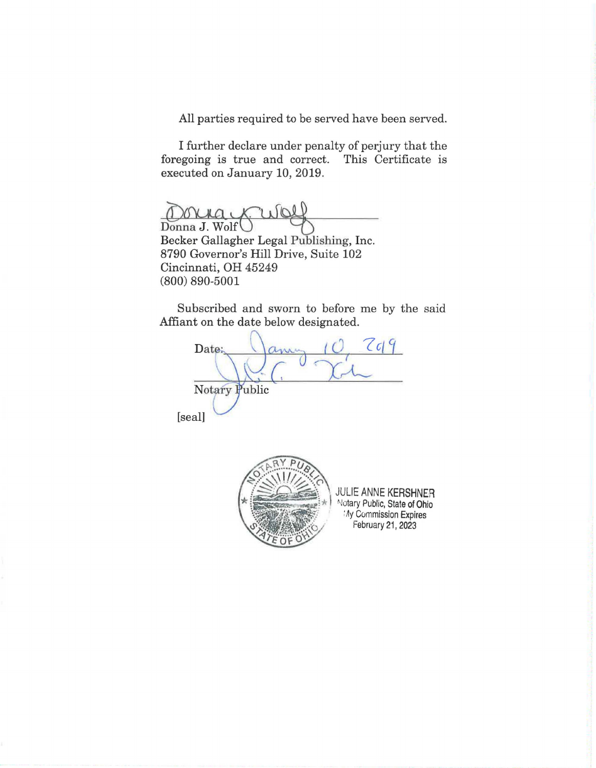All parties required to be served have been served.

I further declare under penalty of perjury that the foregoing is true and correct. This Certificate is executed on January 10, 2019.

Donna J. Wolf
Becker Gallagher Legal Publishing, Inc.
8790 Governor's Hill Drive, Suite 102
Cincinnati, OH 45249
(800) 890-5001

Subscribed and sworn to before me by the said Affiant on the date below designated.

Date: January 10, 2019

Notary Public

[seal]

NOTARY PUBLIC STATE OF OHIO

JULIE ANNE KERSHNER
Notary Public, State of Ohio
My Commission Expires
February 21, 2023